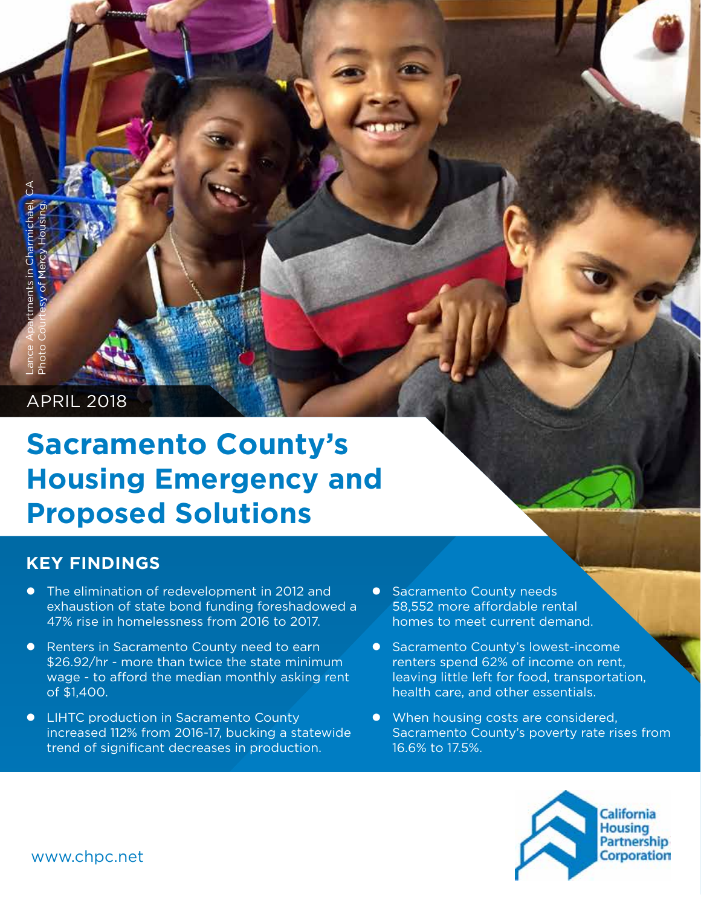Lance Apartments in Charmichael, CA
Photo Courtesy of Mercy Housing.

APRIL 2018

# Sacramento County's Housing Emergency and Proposed Solutions

## KEY FINDINGS

- The elimination of redevelopment in 2012 and exhaustion of state bond funding foreshadowed a 47% rise in homelessness from 2016 to 2017.
- Renters in Sacramento County need to earn $26.92/hr - more than twice the state minimum wage - to afford the median monthly asking rent of $1,400.
- LIHTC production in Sacramento County increased 112% from 2016-17, bucking a statewide trend of significant decreases in production.
- Sacramento County needs 58,552 more affordable rental homes to meet current demand.
- Sacramento County's lowest-income renters spend 62% of income on rent, leaving little left for food, transportation, health care, and other essentials.
- When housing costs are considered, Sacramento County's poverty rate rises from 16.6% to 17.5%.

www.chpc.net

California Housing Partnership Corporation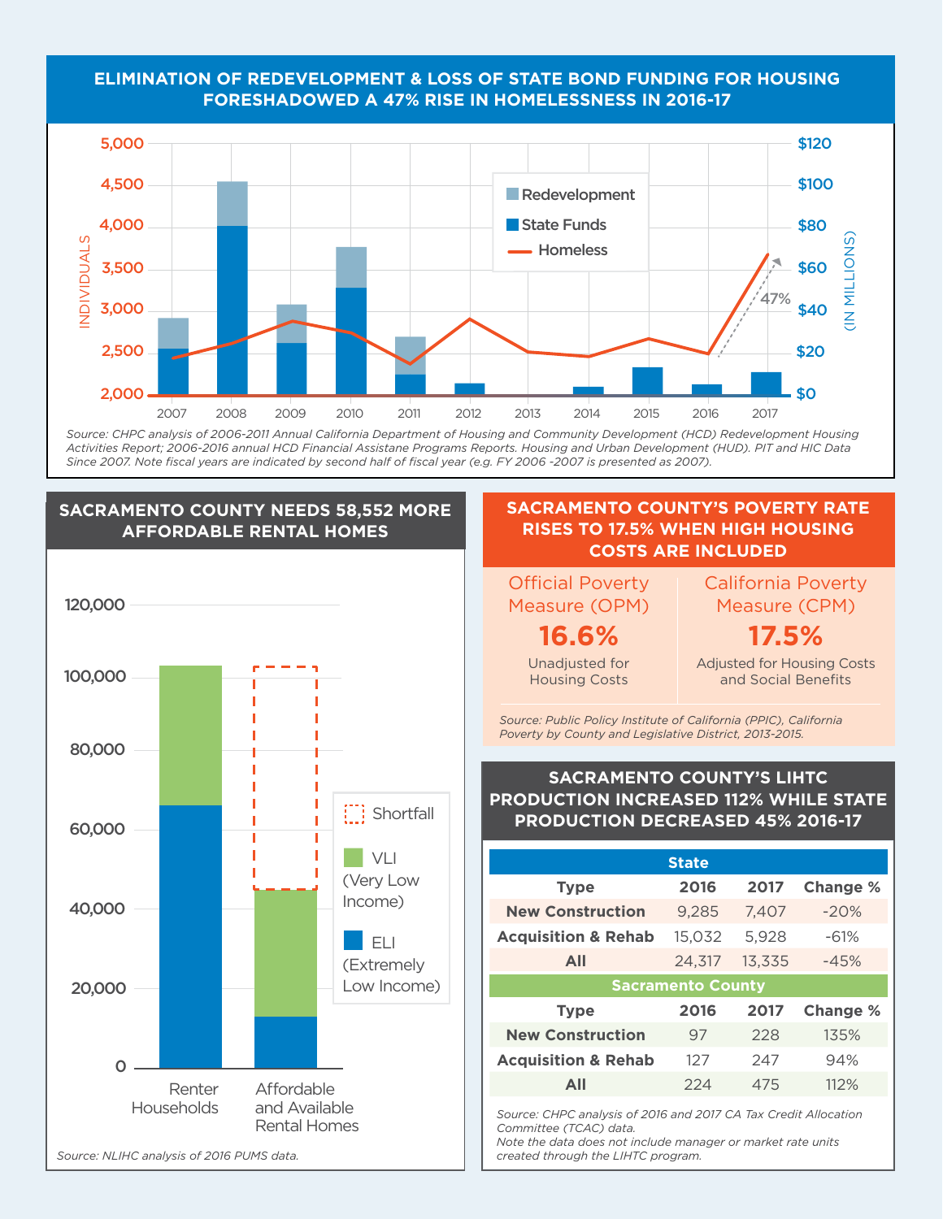## ELIMINATION OF REDEVELOPMENT & LOSS OF STATE BOND FUNDING FOR HOUSING FORESHADOWED A 47% RISE IN HOMELESSNESS IN 2016-17

*Source: CHPC analysis of 2006-2011 Annual California Department of Housing and Community Development (HCD) Redevelopment Housing Activities Report; 2006-2016 annual HCD Financial Assistane Programs Reports. Housing and Urban Development (HUD). PIT and HIC Data Since 2007. Note fiscal years are indicated by second half of fiscal year (e.g. FY 2006 -2007 is presented as 2007).*

## SACRAMENTO COUNTY NEEDS 58,552 MORE AFFORDABLE RENTAL HOMES

*Source: NLIHC analysis of 2016 PUMS data.*

## SACRAMENTO COUNTY'S POVERTY RATE RISES TO 17.5% WHEN HIGH HOUSING COSTS ARE INCLUDED

| Official Poverty Measure (OPM) | California Poverty Measure (CPM) |
|---|---|
| **16.6%** | **17.5%** |
| Unadjusted for Housing Costs | Adjusted for Housing Costs and Social Benefits |

*Source: Public Policy Institute of California (PPIC), California Poverty by County and Legislative District, 2013-2015.*

## SACRAMENTO COUNTY'S LIHTC PRODUCTION INCREASED 112% WHILE STATE PRODUCTION DECREASED 45% 2016-17

| **State** | | | |
|---|---|---|---|
| **Type** | **2016** | **2017** | **Change %** |
| **New Construction** | 9,285 | 7,407 | -20% |
| **Acquisition & Rehab** | 15,032 | 5,928 | -61% |
| **All** | 24,317 | 13,335 | -45% |
| **Sacramento County** | | | |
| **Type** | **2016** | **2017** | **Change %** |
| **New Construction** | 97 | 228 | 135% |
| **Acquisition & Rehab** | 127 | 247 | 94% |
| **All** | 224 | 475 | 112% |

*Source: CHPC analysis of 2016 and 2017 CA Tax Credit Allocation Committee (TCAC) data.*
*Note the data does not include manager or market rate units created through the LIHTC program.*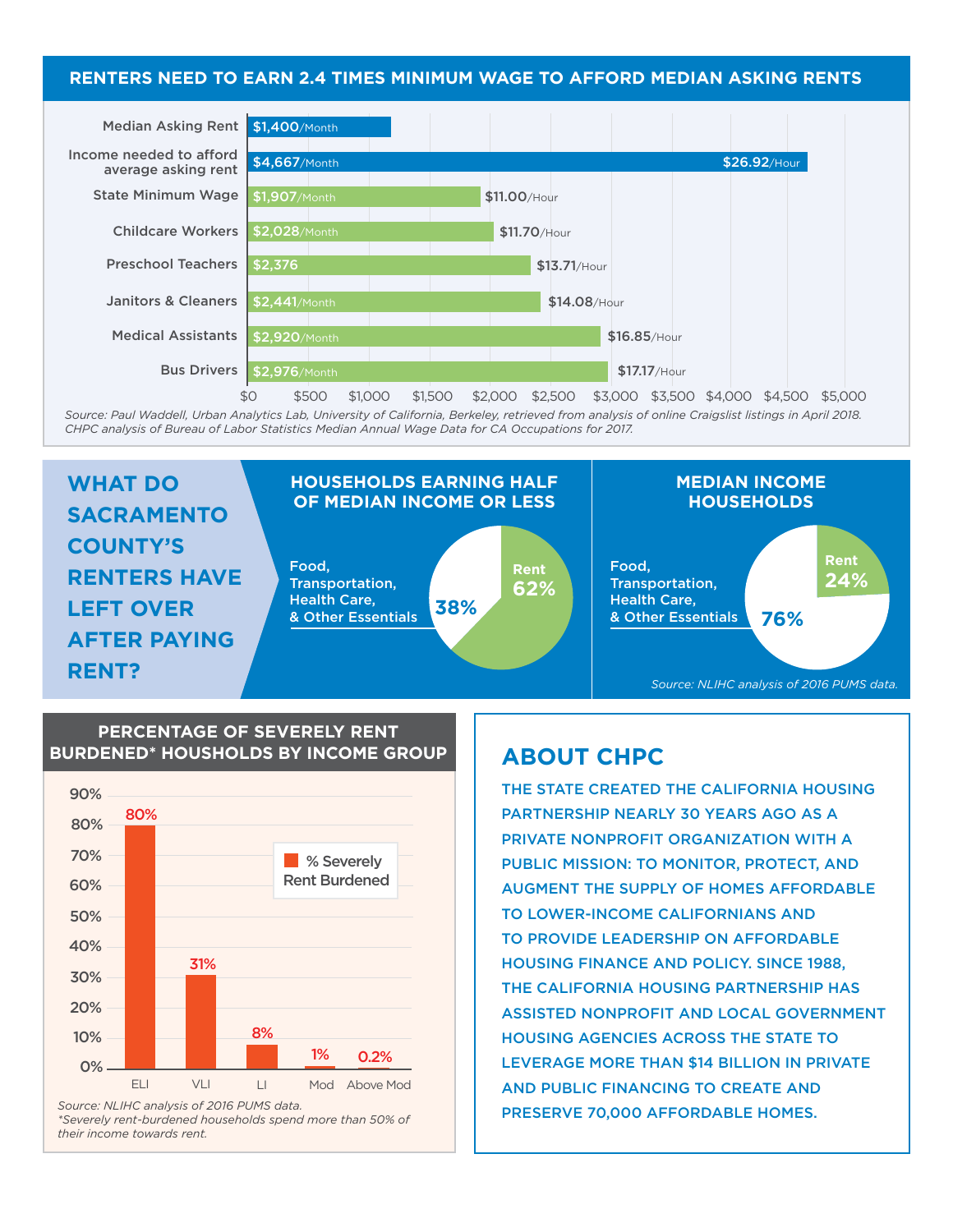## RENTERS NEED TO EARN 2.4 TIMES MINIMUM WAGE TO AFFORD MEDIAN ASKING RENTS

| Category | Monthly | Hourly |
|---|---|---|
| Median Asking Rent | $1,400/Month | |
| Income needed to afford average asking rent | $4,667/Month | $26.92/Hour |
| State Minimum Wage | $1,907/Month | $11.00/Hour |
| Childcare Workers | $2,028/Month | $11.70/Hour |
| Preschool Teachers | $2,376 | $13.71/Hour |
| Janitors & Cleaners | $2,441/Month | $14.08/Hour |
| Medical Assistants | $2,920/Month | $16.85/Hour |
| Bus Drivers | $2,976/Month | $17.17/Hour |

*Source: Paul Waddell, Urban Analytics Lab, University of California, Berkeley, retrieved from analysis of online Craigslist listings in April 2018. CHPC analysis of Bureau of Labor Statistics Median Annual Wage Data for CA Occupations for 2017.*

## WHAT DO SACRAMENTO COUNTY'S RENTERS HAVE LEFT OVER AFTER PAYING RENT?

### HOUSEHOLDS EARNING HALF OF MEDIAN INCOME OR LESS

- Rent: 62%
- Food, Transportation, Health Care, & Other Essentials: 38%

### MEDIAN INCOME HOUSEHOLDS

- Rent: 24%
- Food, Transportation, Health Care, & Other Essentials: 76%

*Source: NLIHC analysis of 2016 PUMS data.*

## PERCENTAGE OF SEVERELY RENT BURDENED* HOUSHOLDS BY INCOME GROUP

| Income Group | % Severely Rent Burdened |
|---|---|
| ELI | 80% |
| VLI | 31% |
| LI | 8% |
| Mod | 1% |
| Above Mod | 0.2% |

*Source: NLIHC analysis of 2016 PUMS data.*
*\*Severely rent-burdened households spend more than 50% of their income towards rent.*

## ABOUT CHPC

THE STATE CREATED THE CALIFORNIA HOUSING PARTNERSHIP NEARLY 30 YEARS AGO AS A PRIVATE NONPROFIT ORGANIZATION WITH A PUBLIC MISSION: TO MONITOR, PROTECT, AND AUGMENT THE SUPPLY OF HOMES AFFORDABLE TO LOWER-INCOME CALIFORNIANS AND TO PROVIDE LEADERSHIP ON AFFORDABLE HOUSING FINANCE AND POLICY. SINCE 1988, THE CALIFORNIA HOUSING PARTNERSHIP HAS ASSISTED NONPROFIT AND LOCAL GOVERNMENT HOUSING AGENCIES ACROSS THE STATE TO LEVERAGE MORE THAN $14 BILLION IN PRIVATE AND PUBLIC FINANCING TO CREATE AND PRESERVE 70,000 AFFORDABLE HOMES.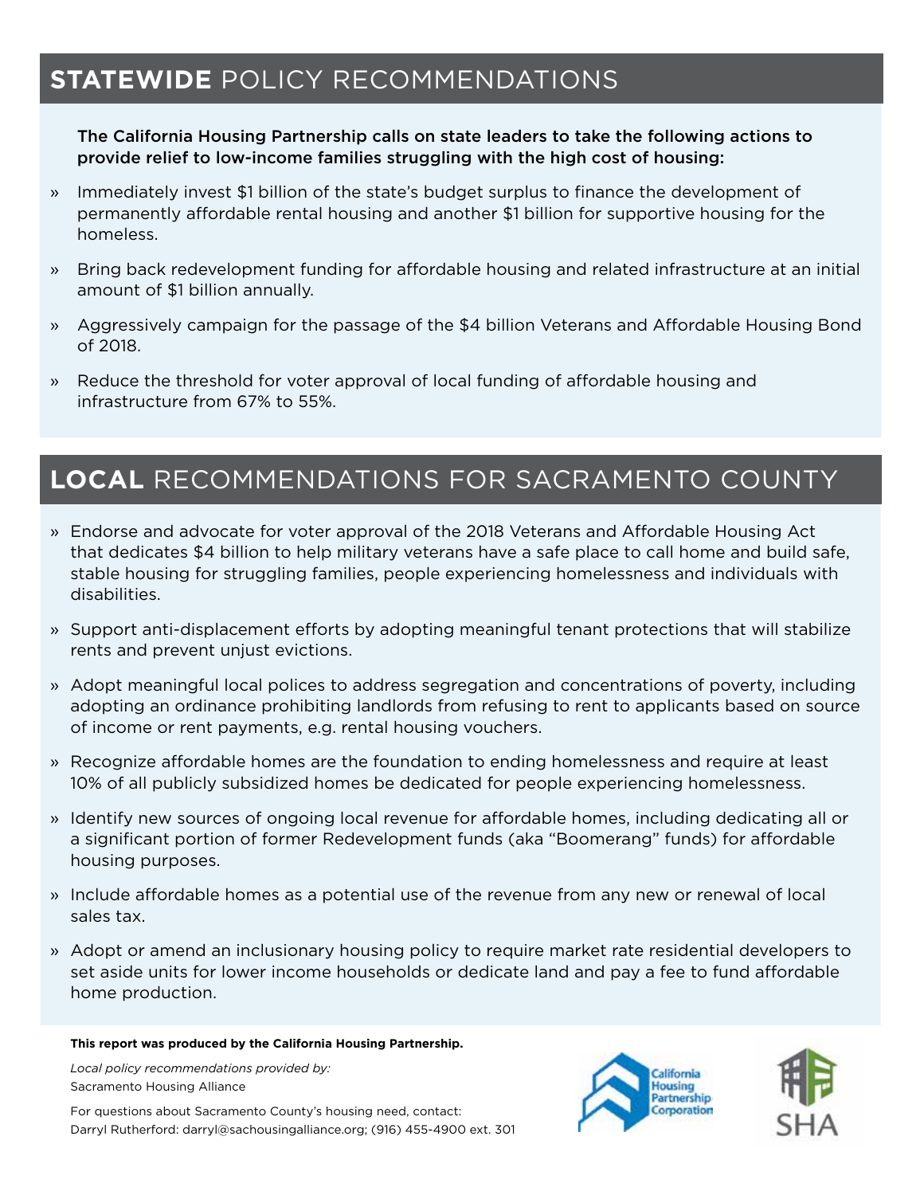## **STATEWIDE** POLICY RECOMMENDATIONS

**The California Housing Partnership calls on state leaders to take the following actions to provide relief to low-income families struggling with the high cost of housing:**

- Immediately invest $1 billion of the state's budget surplus to finance the development of permanently affordable rental housing and another $1 billion for supportive housing for the homeless.
- Bring back redevelopment funding for affordable housing and related infrastructure at an initial amount of $1 billion annually.
- Aggressively campaign for the passage of the $4 billion Veterans and Affordable Housing Bond of 2018.
- Reduce the threshold for voter approval of local funding of affordable housing and infrastructure from 67% to 55%.

## **LOCAL** RECOMMENDATIONS FOR SACRAMENTO COUNTY

- Endorse and advocate for voter approval of the 2018 Veterans and Affordable Housing Act that dedicates $4 billion to help military veterans have a safe place to call home and build safe, stable housing for struggling families, people experiencing homelessness and individuals with disabilities.
- Support anti-displacement efforts by adopting meaningful tenant protections that will stabilize rents and prevent unjust evictions.
- Adopt meaningful local polices to address segregation and concentrations of poverty, including adopting an ordinance prohibiting landlords from refusing to rent to applicants based on source of income or rent payments, e.g. rental housing vouchers.
- Recognize affordable homes are the foundation to ending homelessness and require at least 10% of all publicly subsidized homes be dedicated for people experiencing homelessness.
- Identify new sources of ongoing local revenue for affordable homes, including dedicating all or a significant portion of former Redevelopment funds (aka "Boomerang" funds) for affordable housing purposes.
- Include affordable homes as a potential use of the revenue from any new or renewal of local sales tax.
- Adopt or amend an inclusionary housing policy to require market rate residential developers to set aside units for lower income households or dedicate land and pay a fee to fund affordable home production.

**This report was produced by the California Housing Partnership.**

*Local policy recommendations provided by:*
Sacramento Housing Alliance

For questions about Sacramento County's housing need, contact:
Darryl Rutherford: darryl@sachousingalliance.org; (916) 455-4900 ext. 301

California Housing Partnership Corporation

SHA